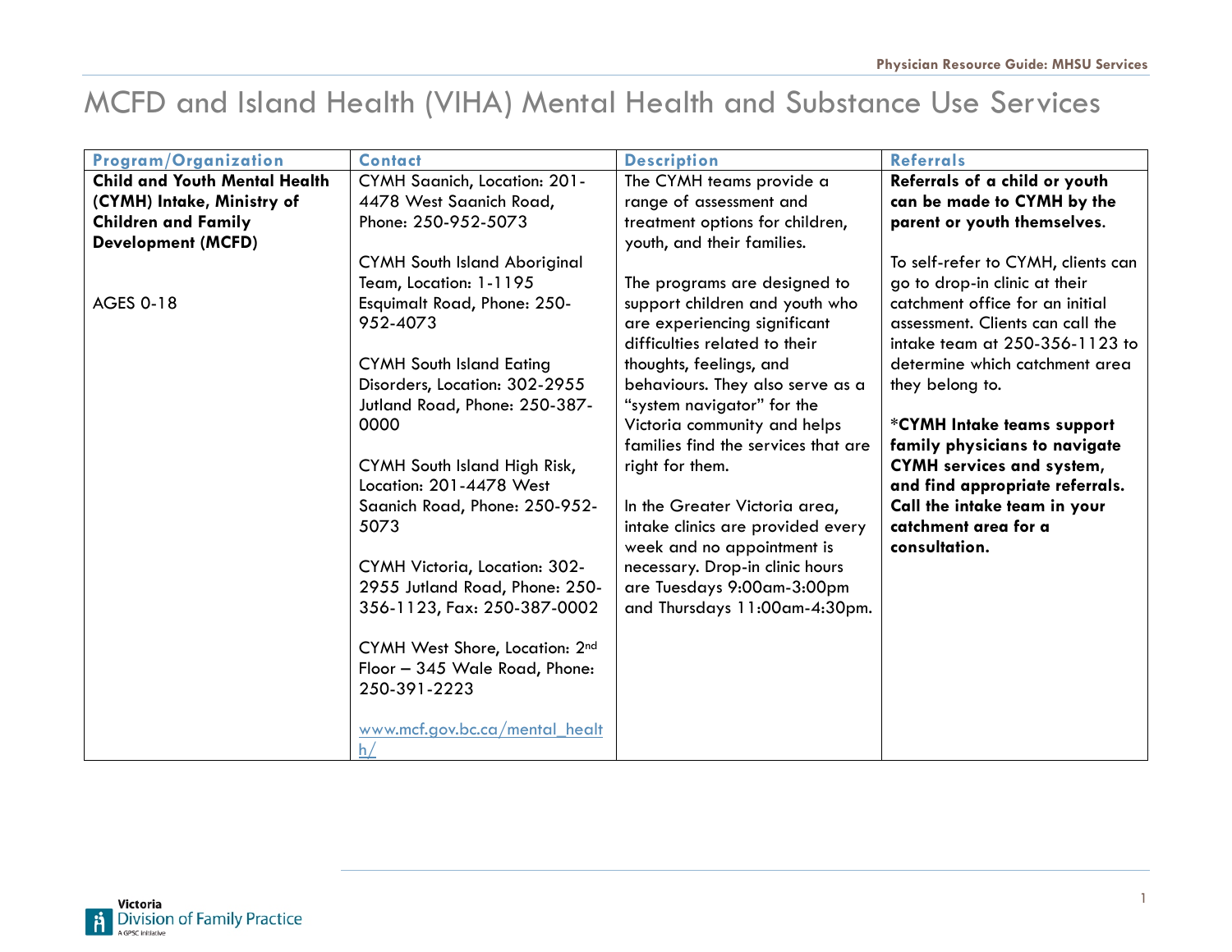# MCFD and Island Health (VIHA) Mental Health and Substance Use Services

| Program/Organization | Contact | Description | Referrals |
|---|---|---|---|
| **Child and Youth Mental Health (CYMH) Intake, Ministry of Children and Family Development (MCFD)**<br><br>AGES 0-18 | CYMH Saanich, Location: 201-4478 West Saanich Road, Phone: 250-952-5073<br><br>CYMH South Island Aboriginal Team, Location: 1-1195 Esquimalt Road, Phone: 250-952-4073<br><br>CYMH South Island Eating Disorders, Location: 302-2955 Jutland Road, Phone: 250-387-0000<br><br>CYMH South Island High Risk, Location: 201-4478 West Saanich Road, Phone: 250-952-5073<br><br>CYMH Victoria, Location: 302-2955 Jutland Road, Phone: 250-356-1123, Fax: 250-387-0002<br><br>CYMH West Shore, Location: 2nd Floor – 345 Wale Road, Phone: 250-391-2223<br><br>www.mcf.gov.bc.ca/mental_health/ | The CYMH teams provide a range of assessment and treatment options for children, youth, and their families.<br><br>The programs are designed to support children and youth who are experiencing significant difficulties related to their thoughts, feelings, and behaviours. They also serve as a "system navigator" for the Victoria community and helps families find the services that are right for them.<br><br>In the Greater Victoria area, intake clinics are provided every week and no appointment is necessary. Drop-in clinic hours are Tuesdays 9:00am-3:00pm and Thursdays 11:00am-4:30pm. | **Referrals of a child or youth can be made to CYMH by the parent or youth themselves.**<br><br>To self-refer to CYMH, clients can go to drop-in clinic at their catchment office for an initial assessment. Clients can call the intake team at 250-356-1123 to determine which catchment area they belong to.<br><br>***CYMH Intake teams support family physicians to navigate CYMH services and system, and find appropriate referrals. Call the intake team in your catchment area for a consultation.** |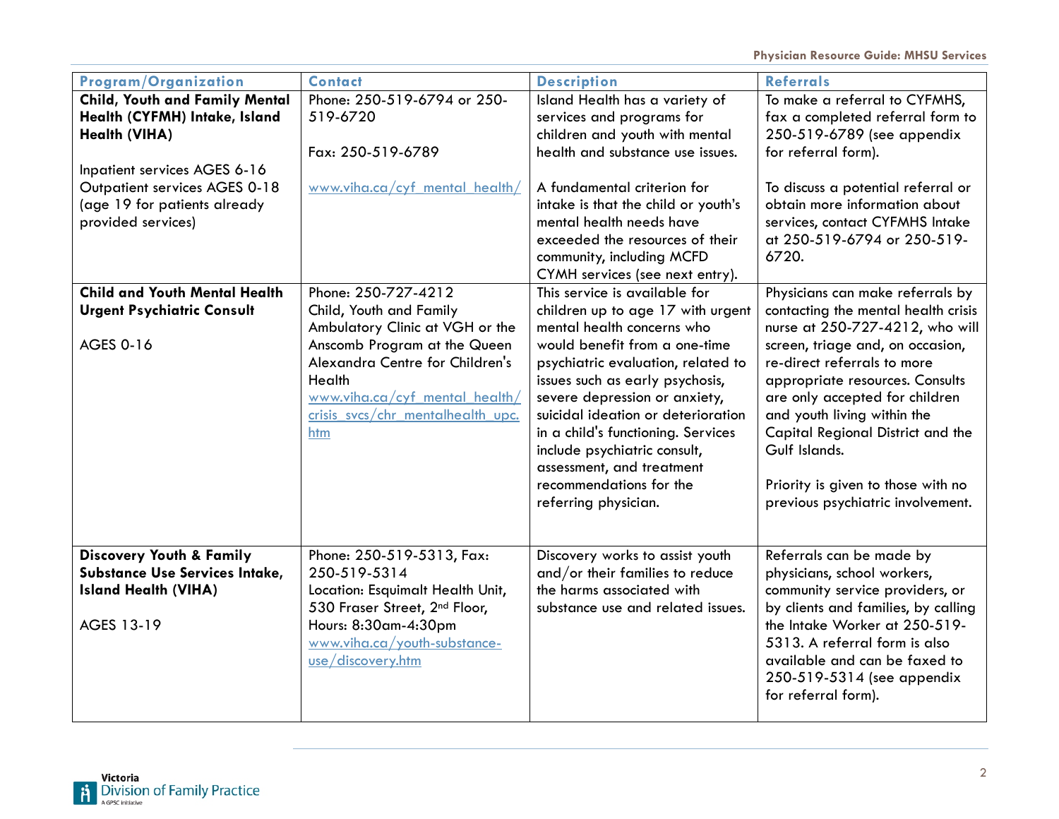| Program/Organization | Contact | Description | Referrals |
|---|---|---|---|
| **Child, Youth and Family Mental Health (CYFMH) Intake, Island Health (VIHA)**<br><br>Inpatient services AGES 6-16<br>Outpatient services AGES 0-18 (age 19 for patients already provided services) | Phone: 250-519-6794 or 250-519-6720<br><br>Fax: 250-519-6789<br><br>www.viha.ca/cyf_mental_health/ | Island Health has a variety of services and programs for children and youth with mental health and substance use issues.<br><br>A fundamental criterion for intake is that the child or youth's mental health needs have exceeded the resources of their community, including MCFD CYMH services (see next entry). | To make a referral to CYFMHS, fax a completed referral form to 250-519-6789 (see appendix for referral form).<br><br>To discuss a potential referral or obtain more information about services, contact CYFMHS Intake at 250-519-6794 or 250-519-6720. |
| **Child and Youth Mental Health Urgent Psychiatric Consult**<br><br>AGES 0-16 | Phone: 250-727-4212<br>Child, Youth and Family Ambulatory Clinic at VGH or the Anscomb Program at the Queen Alexandra Centre for Children's Health<br>www.viha.ca/cyf_mental_health/crisis_svcs/chr_mentalhealth_upc.htm | This service is available for children up to age 17 with urgent mental health concerns who would benefit from a one-time psychiatric evaluation, related to issues such as early psychosis, severe depression or anxiety, suicidal ideation or deterioration in a child's functioning. Services include psychiatric consult, assessment, and treatment recommendations for the referring physician. | Physicians can make referrals by contacting the mental health crisis nurse at 250-727-4212, who will screen, triage and, on occasion, re-direct referrals to more appropriate resources. Consults are only accepted for children and youth living within the Capital Regional District and the Gulf Islands.<br><br>Priority is given to those with no previous psychiatric involvement. |
| **Discovery Youth & Family Substance Use Services Intake, Island Health (VIHA)**<br><br>AGES 13-19 | Phone: 250-519-5313, Fax: 250-519-5314<br>Location: Esquimalt Health Unit, 530 Fraser Street, 2nd Floor,<br>Hours: 8:30am-4:30pm<br>www.viha.ca/youth-substance-use/discovery.htm | Discovery works to assist youth and/or their families to reduce the harms associated with substance use and related issues. | Referrals can be made by physicians, school workers, community service providers, or by clients and families, by calling the Intake Worker at 250-519-5313. A referral form is also available and can be faxed to 250-519-5314 (see appendix for referral form). |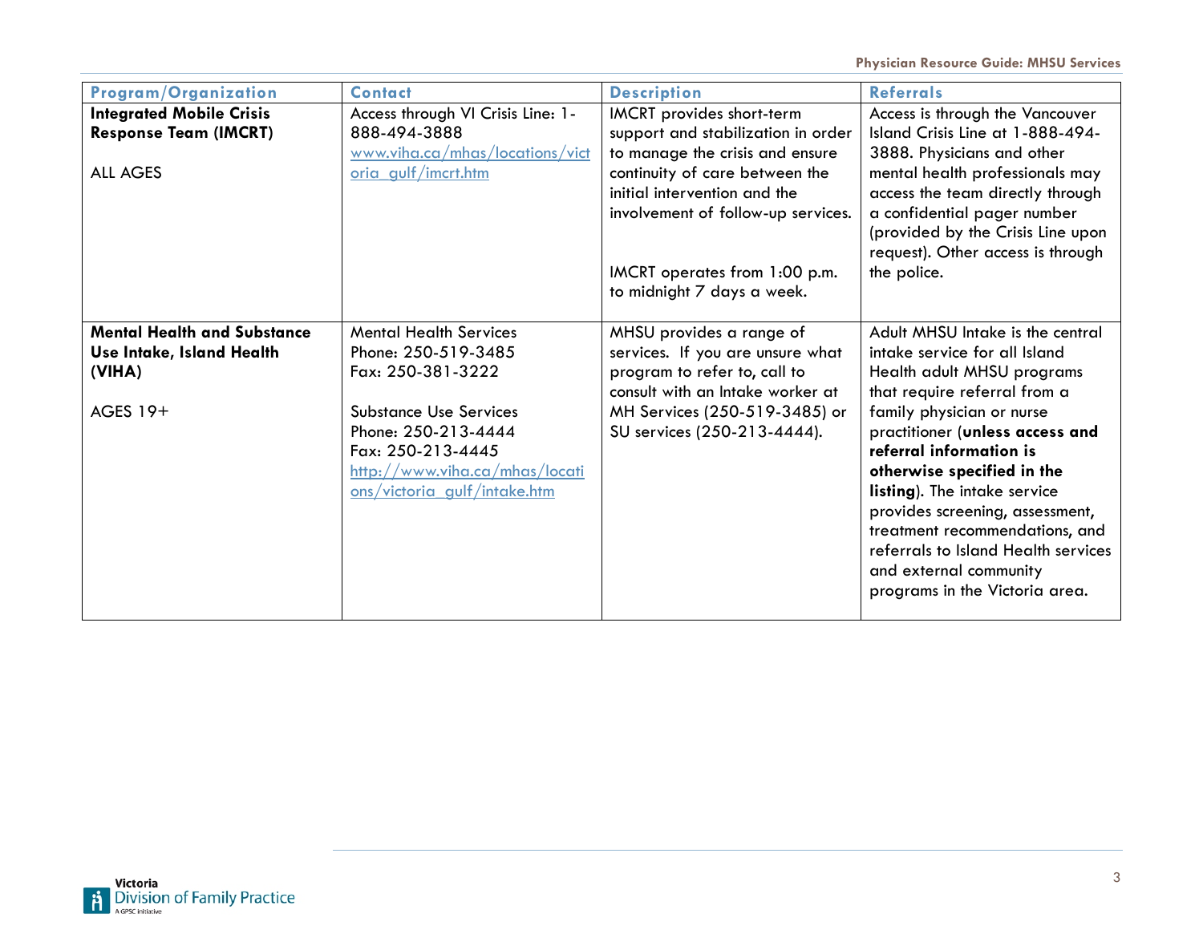| Program/Organization | Contact | Description | Referrals |
|---|---|---|---|
| **Integrated Mobile Crisis Response Team (IMCRT)**<br><br>ALL AGES | Access through VI Crisis Line: 1-888-494-3888<br>www.viha.ca/mhas/locations/victoria_gulf/imcrt.htm | IMCRT provides short-term support and stabilization in order to manage the crisis and ensure continuity of care between the initial intervention and the involvement of follow-up services.<br><br>IMCRT operates from 1:00 p.m. to midnight 7 days a week. | Access is through the Vancouver Island Crisis Line at 1-888-494-3888. Physicians and other mental health professionals may access the team directly through a confidential pager number (provided by the Crisis Line upon request). Other access is through the police. |
| **Mental Health and Substance Use Intake, Island Health (VIHA)**<br><br>AGES 19+ | Mental Health Services<br>Phone: 250-519-3485<br>Fax: 250-381-3222<br><br>Substance Use Services<br>Phone: 250-213-4444<br>Fax: 250-213-4445<br>http://www.viha.ca/mhas/locations/victoria_gulf/intake.htm | MHSU provides a range of services. If you are unsure what program to refer to, call to consult with an Intake worker at MH Services (250-519-3485) or SU services (250-213-4444). | Adult MHSU Intake is the central intake service for all Island Health adult MHSU programs that require referral from a family physician or nurse practitioner (**unless access and referral information is otherwise specified in the listing**). The intake service provides screening, assessment, treatment recommendations, and referrals to Island Health services and external community programs in the Victoria area. |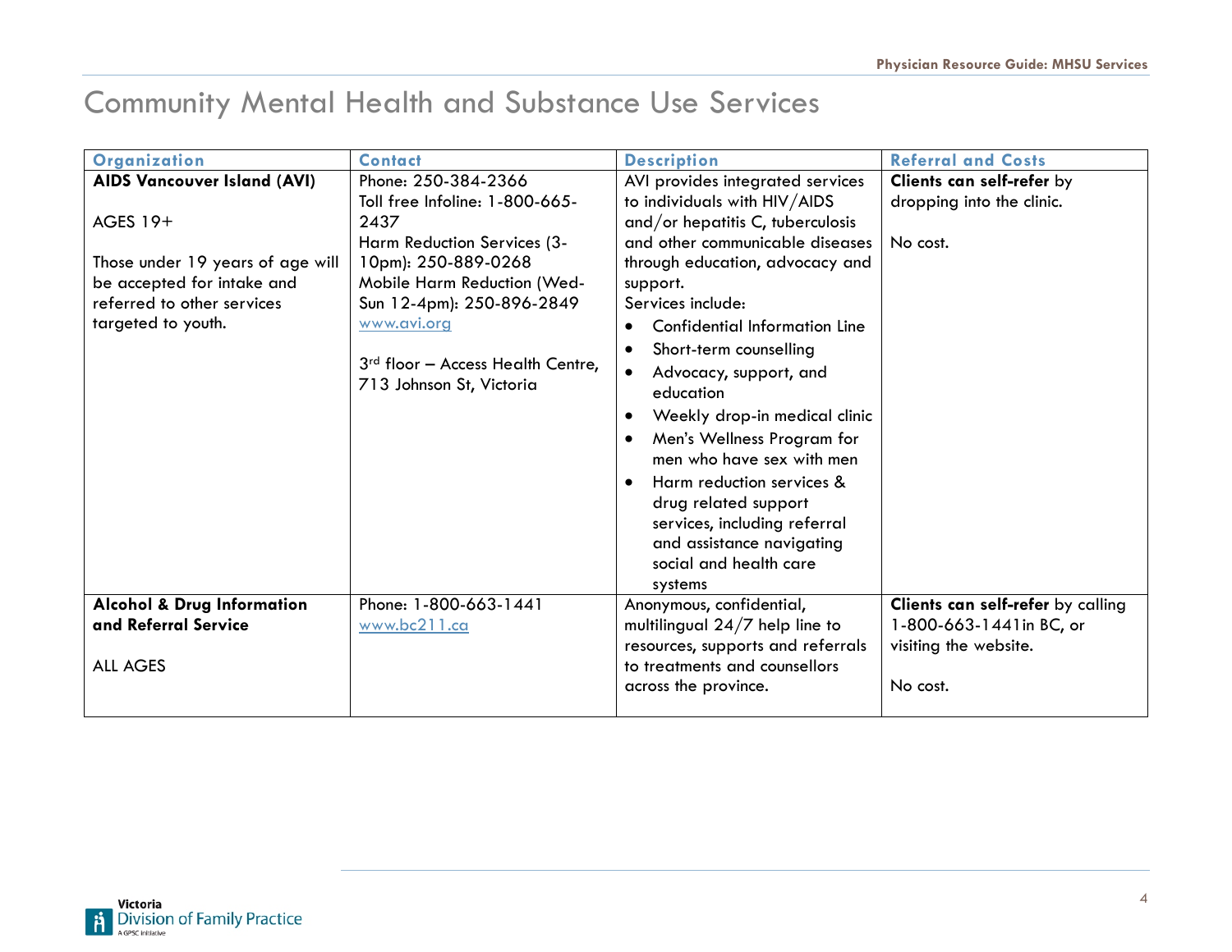# Community Mental Health and Substance Use Services

| Organization | Contact | Description | Referral and Costs |
|---|---|---|---|
| **AIDS Vancouver Island (AVI)**<br><br>AGES 19+<br><br>Those under 19 years of age will be accepted for intake and referred to other services targeted to youth. | Phone: 250-384-2366<br>Toll free Infoline: 1-800-665-2437<br>Harm Reduction Services (3-10pm): 250-889-0268<br>Mobile Harm Reduction (Wed-Sun 12-4pm): 250-896-2849<br>www.avi.org<br><br>3rd floor – Access Health Centre, 713 Johnson St, Victoria | AVI provides integrated services to individuals with HIV/AIDS and/or hepatitis C, tuberculosis and other communicable diseases through education, advocacy and support.<br>Services include:<br>• Confidential Information Line<br>• Short-term counselling<br>• Advocacy, support, and education<br>• Weekly drop-in medical clinic<br>• Men's Wellness Program for men who have sex with men<br>• Harm reduction services & drug related support services, including referral and assistance navigating social and health care systems | **Clients can self-refer** by dropping into the clinic.<br><br>No cost. |
| **Alcohol & Drug Information and Referral Service**<br><br>ALL AGES | Phone: 1-800-663-1441<br>www.bc211.ca | Anonymous, confidential, multilingual 24/7 help line to resources, supports and referrals to treatments and counsellors across the province. | **Clients can self-refer** by calling 1-800-663-1441in BC, or visiting the website.<br><br>No cost. |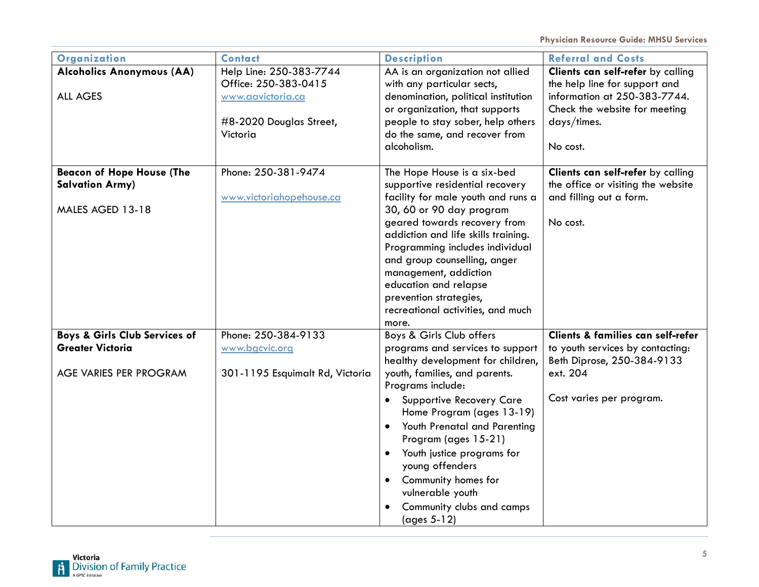| Organization | Contact | Description | Referral and Costs |
|---|---|---|---|
| **Alcoholics Anonymous (AA)**<br><br>ALL AGES | Help Line: 250-383-7744<br>Office: 250-383-0415<br>www.aavictoria.ca<br><br>#8-2020 Douglas Street, Victoria | AA is an organization not allied with any particular sects, denomination, political institution or organization, that supports people to stay sober, help others do the same, and recover from alcoholism. | **Clients can self-refer** by calling the help line for support and information at 250-383-7744. Check the website for meeting days/times.<br><br>No cost. |
| **Beacon of Hope House (The Salvation Army)**<br><br>MALES AGED 13-18 | Phone: 250-381-9474<br><br>www.victoriahopehouse.ca | The Hope House is a six-bed supportive residential recovery facility for male youth and runs a 30, 60 or 90 day program geared towards recovery from addiction and life skills training. Programming includes individual and group counselling, anger management, addiction education and relapse prevention strategies, recreational activities, and much more. | **Clients can self-refer** by calling the office or visiting the website and filling out a form.<br><br>No cost. |
| **Boys & Girls Club Services of Greater Victoria**<br><br>AGE VARIES PER PROGRAM | Phone: 250-384-9133<br>www.bgcvic.org<br><br>301-1195 Esquimalt Rd, Victoria | Boys & Girls Club offers programs and services to support healthy development for children, youth, families, and parents. Programs include:<br>• Supportive Recovery Care Home Program (ages 13-19)<br>• Youth Prenatal and Parenting Program (ages 15-21)<br>• Youth justice programs for young offenders<br>• Community homes for vulnerable youth<br>• Community clubs and camps (ages 5-12) | **Clients & families can self-refer** to youth services by contacting: Beth Diprose, 250-384-9133 ext. 204<br><br>Cost varies per program. |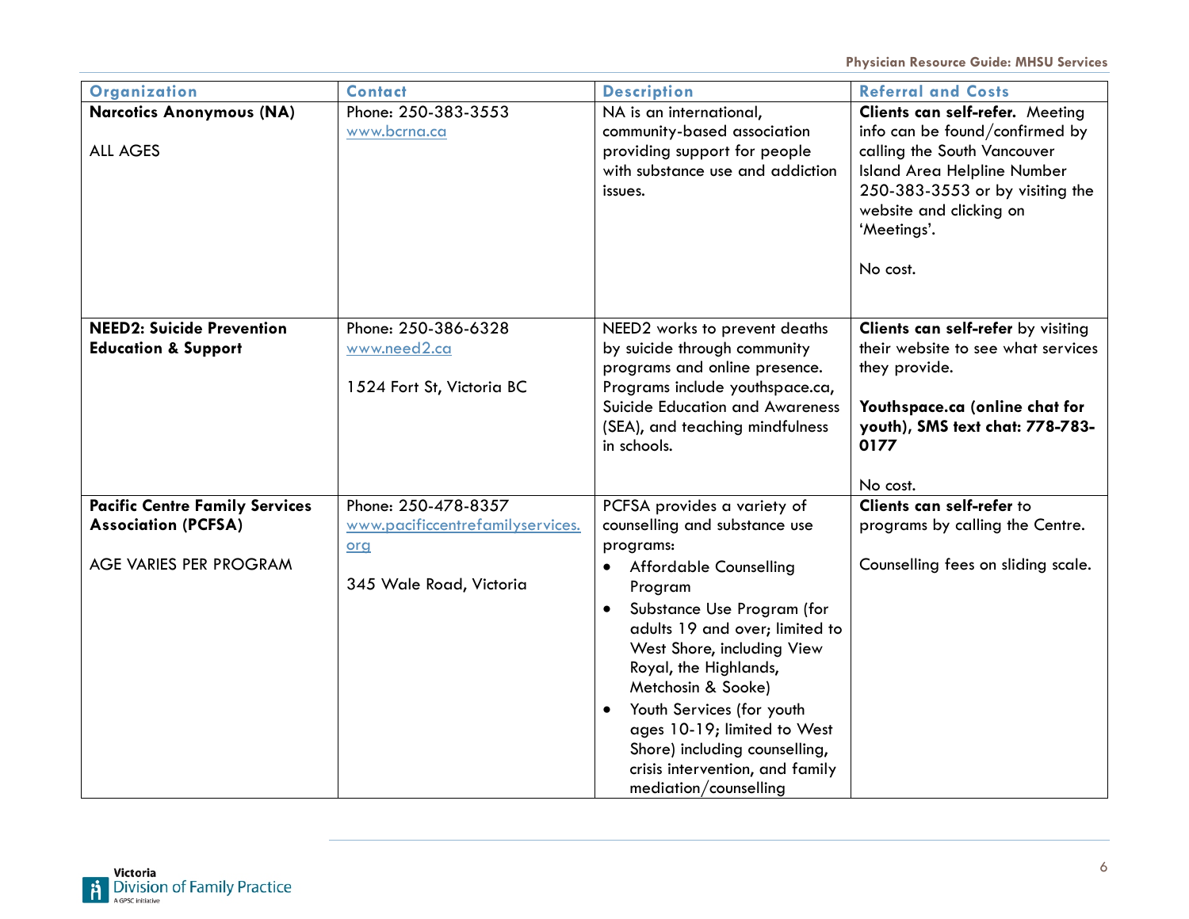| Organization | Contact | Description | Referral and Costs |
|---|---|---|---|
| **Narcotics Anonymous (NA)**<br><br>ALL AGES | Phone: 250-383-3553<br>www.bcrna.ca | NA is an international, community-based association providing support for people with substance use and addiction issues. | **Clients can self-refer.** Meeting info can be found/confirmed by calling the South Vancouver Island Area Helpline Number 250-383-3553 or by visiting the website and clicking on 'Meetings'.<br><br>No cost. |
| **NEED2: Suicide Prevention Education & Support** | Phone: 250-386-6328<br>www.need2.ca<br><br>1524 Fort St, Victoria BC | NEED2 works to prevent deaths by suicide through community programs and online presence. Programs include youthspace.ca, Suicide Education and Awareness (SEA), and teaching mindfulness in schools. | **Clients can self-refer** by visiting their website to see what services they provide.<br><br>**Youthspace.ca (online chat for youth), SMS text chat: 778-783-0177**<br><br>No cost. |
| **Pacific Centre Family Services Association (PCFSA)**<br><br>AGE VARIES PER PROGRAM | Phone: 250-478-8357<br>www.pacificcentrefamilyservices.org<br><br>345 Wale Road, Victoria | PCFSA provides a variety of counselling and substance use programs:<br>• Affordable Counselling Program<br>• Substance Use Program (for adults 19 and over; limited to West Shore, including View Royal, the Highlands, Metchosin & Sooke)<br>• Youth Services (for youth ages 10-19; limited to West Shore) including counselling, crisis intervention, and family mediation/counselling | **Clients can self-refer** to programs by calling the Centre.<br><br>Counselling fees on sliding scale. |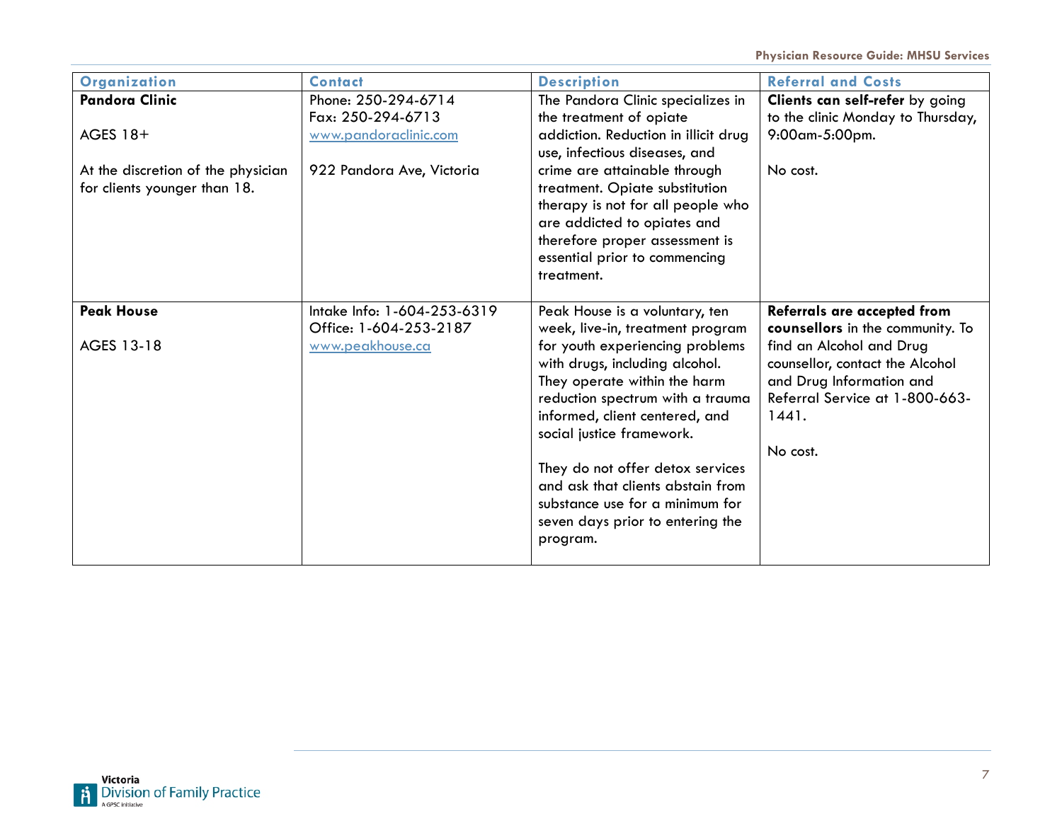| Organization | Contact | Description | Referral and Costs |
|---|---|---|---|
| **Pandora Clinic**<br><br>AGES 18+<br><br>At the discretion of the physician for clients younger than 18. | Phone: 250-294-6714<br>Fax: 250-294-6713<br>www.pandoraclinic.com<br><br>922 Pandora Ave, Victoria | The Pandora Clinic specializes in the treatment of opiate addiction. Reduction in illicit drug use, infectious diseases, and crime are attainable through treatment. Opiate substitution therapy is not for all people who are addicted to opiates and therefore proper assessment is essential prior to commencing treatment. | **Clients can self-refer** by going to the clinic Monday to Thursday, 9:00am-5:00pm.<br><br>No cost. |
| **Peak House**<br><br>AGES 13-18 | Intake Info: 1-604-253-6319<br>Office: 1-604-253-2187<br>www.peakhouse.ca | Peak House is a voluntary, ten week, live-in, treatment program for youth experiencing problems with drugs, including alcohol. They operate within the harm reduction spectrum with a trauma informed, client centered, and social justice framework.<br><br>They do not offer detox services and ask that clients abstain from substance use for a minimum for seven days prior to entering the program. | **Referrals are accepted from counsellors** in the community. To find an Alcohol and Drug counsellor, contact the Alcohol and Drug Information and Referral Service at 1-800-663-1441.<br><br>No cost. |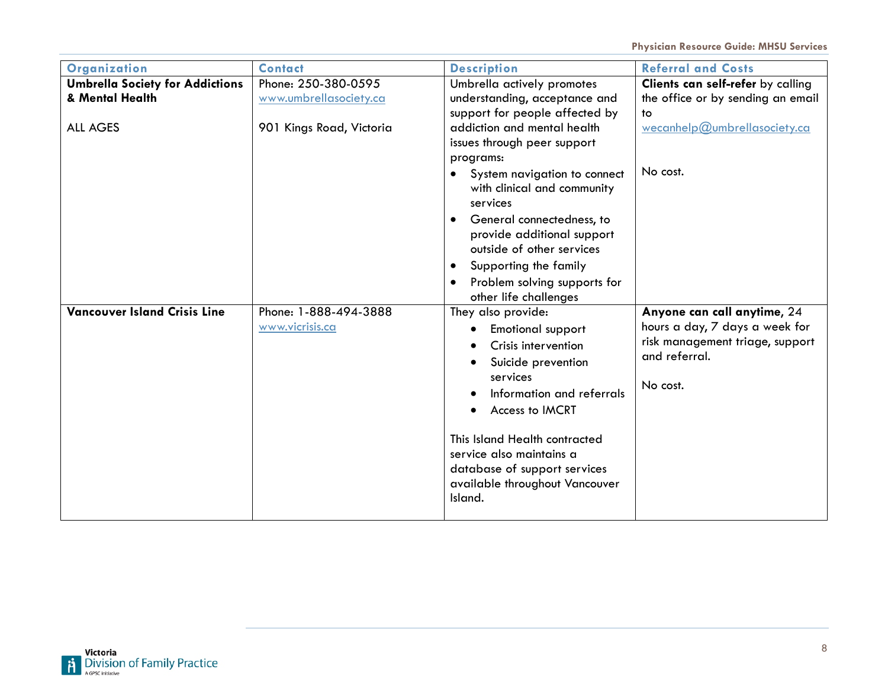| Organization | Contact | Description | Referral and Costs |
|---|---|---|---|
| **Umbrella Society for Addictions & Mental Health**<br><br>ALL AGES | Phone: 250-380-0595<br>www.umbrellasociety.ca<br><br>901 Kings Road, Victoria | Umbrella actively promotes understanding, acceptance and support for people affected by addiction and mental health issues through peer support programs:<br>• System navigation to connect with clinical and community services<br>• General connectedness, to provide additional support outside of other services<br>• Supporting the family<br>• Problem solving supports for other life challenges | **Clients can self-refer** by calling the office or by sending an email to wecanhelp@umbrellasociety.ca<br><br>No cost. |
| **Vancouver Island Crisis Line** | Phone: 1-888-494-3888<br>www.vicrisis.ca | They also provide:<br>• Emotional support<br>• Crisis intervention<br>• Suicide prevention services<br>• Information and referrals<br>• Access to IMCRT<br><br>This Island Health contracted service also maintains a database of support services available throughout Vancouver Island. | **Anyone can call anytime**, 24 hours a day, 7 days a week for risk management triage, support and referral.<br><br>No cost. |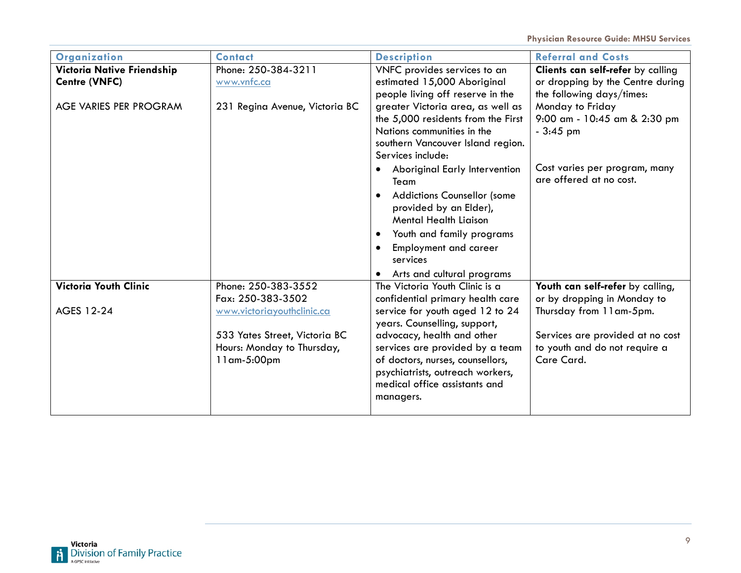| Organization | Contact | Description | Referral and Costs |
|---|---|---|---|
| **Victoria Native Friendship Centre (VNFC)**<br><br>AGE VARIES PER PROGRAM | Phone: 250-384-3211<br>www.vnfc.ca<br><br>231 Regina Avenue, Victoria BC | VNFC provides services to an estimated 15,000 Aboriginal people living off reserve in the greater Victoria area, as well as the 5,000 residents from the First Nations communities in the southern Vancouver Island region. Services include:<br>• Aboriginal Early Intervention Team<br>• Addictions Counsellor (some provided by an Elder), Mental Health Liaison<br>• Youth and family programs<br>• Employment and career services<br>• Arts and cultural programs | **Clients can self-refer** by calling or dropping by the Centre during the following days/times:<br>Monday to Friday<br>9:00 am - 10:45 am & 2:30 pm - 3:45 pm<br><br>Cost varies per program, many are offered at no cost. |
| **Victoria Youth Clinic**<br><br>AGES 12-24 | Phone: 250-383-3552<br>Fax: 250-383-3502<br>www.victoriayouthclinic.ca<br><br>533 Yates Street, Victoria BC<br>Hours: Monday to Thursday, 11am-5:00pm | The Victoria Youth Clinic is a confidential primary health care service for youth aged 12 to 24 years. Counselling, support, advocacy, health and other services are provided by a team of doctors, nurses, counsellors, psychiatrists, outreach workers, medical office assistants and managers. | **Youth can self-refer** by calling, or by dropping in Monday to Thursday from 11am-5pm.<br><br>Services are provided at no cost to youth and do not require a Care Card. |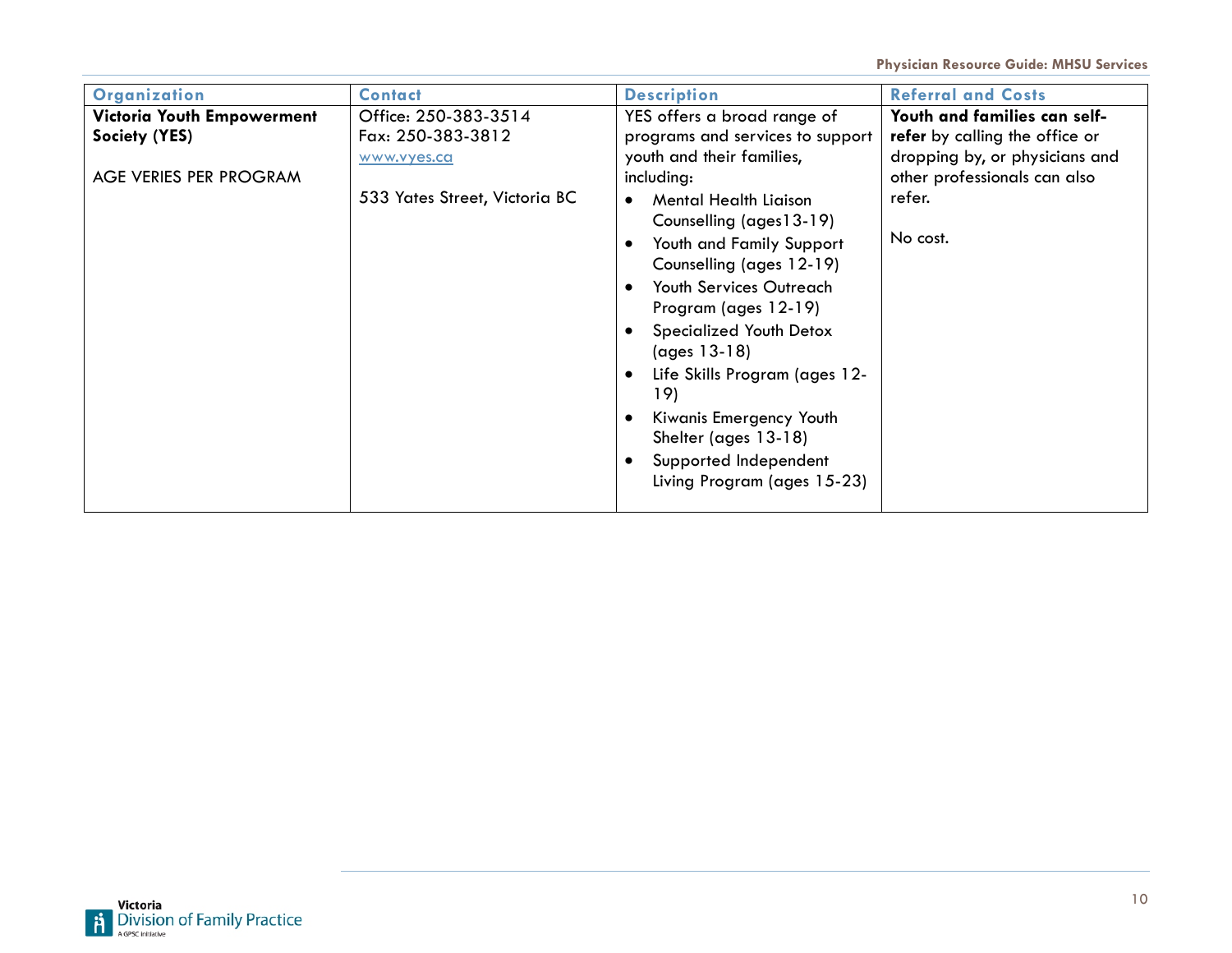| Organization | Contact | Description | Referral and Costs |
| --- | --- | --- | --- |
| **Victoria Youth Empowerment Society (YES)**<br><br>AGE VERIES PER PROGRAM | Office: 250-383-3514<br>Fax: 250-383-3812<br>www.vyes.ca<br><br>533 Yates Street, Victoria BC | YES offers a broad range of programs and services to support youth and their families, including:<br>• Mental Health Liaison Counselling (ages13-19)<br>• Youth and Family Support Counselling (ages 12-19)<br>• Youth Services Outreach Program (ages 12-19)<br>• Specialized Youth Detox (ages 13-18)<br>• Life Skills Program (ages 12-19)<br>• Kiwanis Emergency Youth Shelter (ages 13-18)<br>• Supported Independent Living Program (ages 15-23) | **Youth and families can self-refer** by calling the office or dropping by, or physicians and other professionals can also refer.<br><br>No cost. |